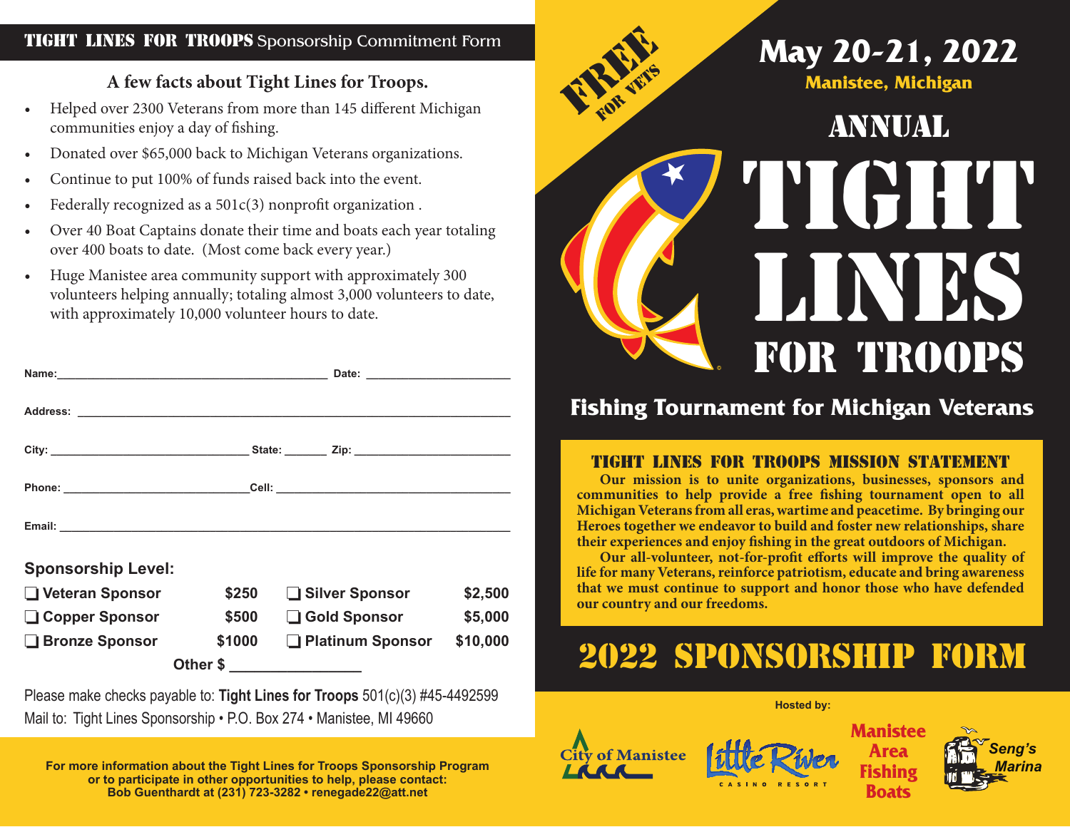## TIGHT LINES FOR TROOPS Sponsorship Commitment Form

### A few facts about Tight Lines for Troops.

- Helped over 2300 Veterans from more than 145 different Michigan communities enjoy a day of fishing.
- Donated over $65,000 back to Michigan Veterans organizations.
- Continue to put 100% of funds raised back into the event.
- Federally recognized as a 501c(3) nonprofit organization .
- Over 40 Boat Captains donate their time and boats each year totaling over 400 boats to date. (Most come back every year.)
- Huge Manistee area community support with approximately 300 volunteers helping annually; totaling almost 3,000 volunteers to date, with approximately 10,000 volunteer hours to date.

**Name:**_______________________________ **Date:** ____________________

**Address:** ____________________________________________________

**City:** ________________________ **State:** ______ **Zip:** ____________________

**Phone:** _______________________ **Cell:** ______________________________

**Email:** ______________________________________________________

### Sponsorship Level:

| | | | |
|---|---|---|---|
| ❑ Veteran Sponsor | $250 | ❑ Silver Sponsor | $2,500 |
| ❑ Copper Sponsor | $500 | ❑ Gold Sponsor | $5,000 |
| ❑ Bronze Sponsor | $1000 | ❑ Platinum Sponsor | $10,000 |

**Other $** ________________

Please make checks payable to: **Tight Lines for Troops** 501(c)(3) #45-4492599
Mail to: Tight Lines Sponsorship • P.O. Box 274 • Manistee, MI 49660

**For more information about the Tight Lines for Troops Sponsorship Program or to participate in other opportunities to help, please contact: Bob Guenthardt at (231) 723-3282 • renegade22@att.net**

FREE FOR VETS

# May 20-21, 2022

**Manistee, Michigan**

# ANNUAL TIGHT LINES FOR TROOPS

## Fishing Tournament for Michigan Veterans

### TIGHT LINES FOR TROOPS MISSION STATEMENT

**Our mission is to unite organizations, businesses, sponsors and communities to help provide a free fishing tournament open to all Michigan Veterans from all eras, wartime and peacetime. By bringing our Heroes together we endeavor to build and foster new relationships, share their experiences and enjoy fishing in the great outdoors of Michigan.**

**Our all-volunteer, not-for-profit efforts will improve the quality of life for many Veterans, reinforce patriotism, educate and bring awareness that we must continue to support and honor those who have defended our country and our freedoms.**

## 2022 SPONSORSHIP FORM

**Hosted by:**

City of Manistee • Little River Casino Resort • Manistee Area Fishing Boats • Seng's Marina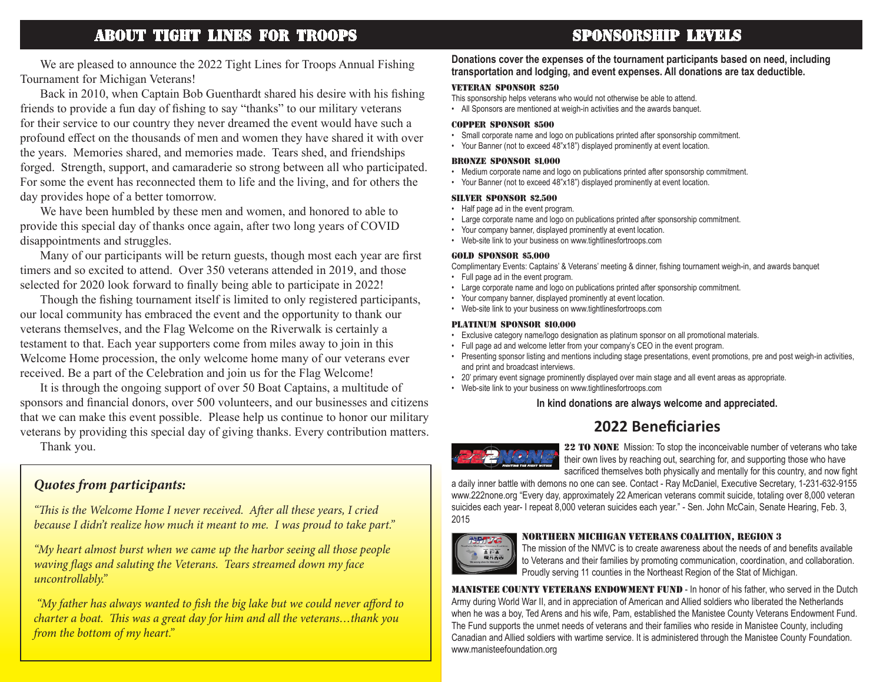## ABOUT TIGHT LINES FOR TROOPS

We are pleased to announce the 2022 Tight Lines for Troops Annual Fishing Tournament for Michigan Veterans!

Back in 2010, when Captain Bob Guenthardt shared his desire with his fishing friends to provide a fun day of fishing to say "thanks" to our military veterans for their service to our country they never dreamed the event would have such a profound effect on the thousands of men and women they have shared it with over the years. Memories shared, and memories made. Tears shed, and friendships forged. Strength, support, and camaraderie so strong between all who participated. For some the event has reconnected them to life and the living, and for others the day provides hope of a better tomorrow.

We have been humbled by these men and women, and honored to able to provide this special day of thanks once again, after two long years of COVID disappointments and struggles.

Many of our participants will be return guests, though most each year are first timers and so excited to attend. Over 350 veterans attended in 2019, and those selected for 2020 look forward to finally being able to participate in 2022!

Though the fishing tournament itself is limited to only registered participants, our local community has embraced the event and the opportunity to thank our veterans themselves, and the Flag Welcome on the Riverwalk is certainly a testament to that. Each year supporters come from miles away to join in this Welcome Home procession, the only welcome home many of our veterans ever received. Be a part of the Celebration and join us for the Flag Welcome!

It is through the ongoing support of over 50 Boat Captains, a multitude of sponsors and financial donors, over 500 volunteers, and our businesses and citizens that we can make this event possible. Please help us continue to honor our military veterans by providing this special day of giving thanks. Every contribution matters.

Thank you.

### *Quotes from participants:*

*"This is the Welcome Home I never received. After all these years, I cried because I didn't realize how much it meant to me. I was proud to take part."*

*"My heart almost burst when we came up the harbor seeing all those people waving flags and saluting the Veterans. Tears streamed down my face uncontrollably."*

*"My father has always wanted to fish the big lake but we could never afford to charter a boat. This was a great day for him and all the veterans…thank you from the bottom of my heart."*

## SPONSORSHIP LEVELS

**Donations cover the expenses of the tournament participants based on need, including transportation and lodging, and event expenses. All donations are tax deductible.**

### VETERAN SPONSOR $250

This sponsorship helps veterans who would not otherwise be able to attend.

- All Sponsors are mentioned at weigh-in activities and the awards banquet.

### COPPER SPONSOR $500

- Small corporate name and logo on publications printed after sponsorship commitment.
- Your Banner (not to exceed 48"x18") displayed prominently at event location.

### BRONZE SPONSOR $1,000

- Medium corporate name and logo on publications printed after sponsorship commitment.
- Your Banner (not to exceed 48"x18") displayed prominently at event location.

### SILVER SPONSOR $2,500

- Half page ad in the event program.
- Large corporate name and logo on publications printed after sponsorship commitment.
- Your company banner, displayed prominently at event location.
- Web-site link to your business on www.tightlinesfortroops.com

### GOLD SPONSOR $5,000

Complimentary Events: Captains' & Veterans' meeting & dinner, fishing tournament weigh-in, and awards banquet

- Full page ad in the event program.
- Large corporate name and logo on publications printed after sponsorship commitment.
- Your company banner, displayed prominently at event location.
- Web-site link to your business on www.tightlinesfortroops.com

### PLATINUM SPONSOR $10,000

- Exclusive category name/logo designation as platinum sponsor on all promotional materials.
- Full page ad and welcome letter from your company's CEO in the event program.
- Presenting sponsor listing and mentions including stage presentations, event promotions, pre and post weigh-in activities, and print and broadcast interviews.
- 20' primary event signage prominently displayed over main stage and all event areas as appropriate.
- Web-site link to your business on www.tightlinesfortroops.com

**In kind donations are always welcome and appreciated.**

## 2022 Beneficiaries

**22 TO NONE** Mission: To stop the inconceivable number of veterans who take their own lives by reaching out, searching for, and supporting those who have sacrificed themselves both physically and mentally for this country, and now fight a daily inner battle with demons no one can see. Contact - Ray McDaniel, Executive Secretary, 1-231-632-9155 www.222none.org "Every day, approximately 22 American veterans commit suicide, totaling over 8,000 veteran suicides each year- I repeat 8,000 veteran suicides each year." - Sen. John McCain, Senate Hearing, Feb. 3, 2015

**NORTHERN MICHIGAN VETERANS COALITION, REGION 3**
The mission of the NMVC is to create awareness about the needs of and benefits available to Veterans and their families by promoting communication, coordination, and collaboration. Proudly serving 11 counties in the Northeast Region of the Stat of Michigan.

**MANISTEE COUNTY VETERANS ENDOWMENT FUND** - In honor of his father, who served in the Dutch Army during World War II, and in appreciation of American and Allied soldiers who liberated the Netherlands when he was a boy, Ted Arens and his wife, Pam, established the Manistee County Veterans Endowment Fund. The Fund supports the unmet needs of veterans and their families who reside in Manistee County, including Canadian and Allied soldiers with wartime service. It is administered through the Manistee County Foundation. www.manisteefoundation.org